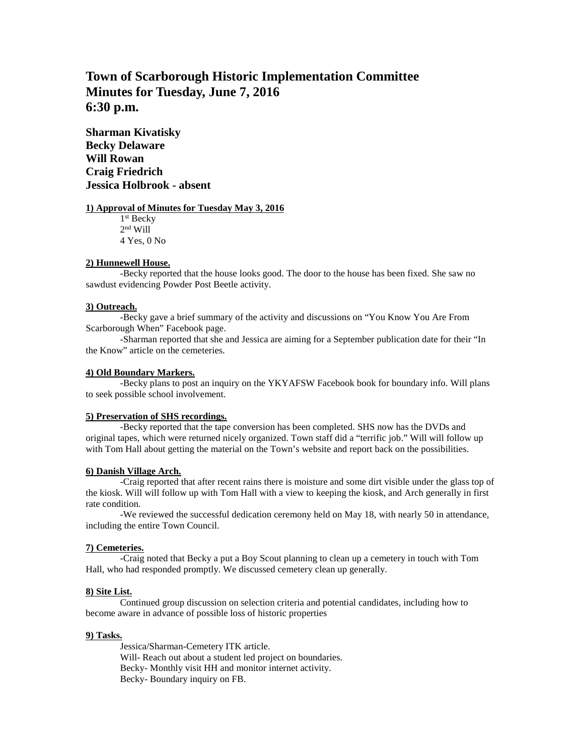# Town of Scarborough Historic Implementation Committee
# Minutes for Tuesday, June 7, 2016
# 6:30 p.m.

**Sharman Kivatisky**
**Becky Delaware**
**Will Rowan**
**Craig Friedrich**
**Jessica Holbrook - absent**

**1) Approval of Minutes for Tuesday May 3, 2016**

1st Becky
2nd Will
4 Yes, 0 No

**2) Hunnewell House.**

-Becky reported that the house looks good. The door to the house has been fixed. She saw no sawdust evidencing Powder Post Beetle activity.

**3) Outreach.**

-Becky gave a brief summary of the activity and discussions on "You Know You Are From Scarborough When" Facebook page.

-Sharman reported that she and Jessica are aiming for a September publication date for their "In the Know" article on the cemeteries.

**4) Old Boundary Markers.**

-Becky plans to post an inquiry on the YKYAFSW Facebook book for boundary info. Will plans to seek possible school involvement.

**5) Preservation of SHS recordings.**

-Becky reported that the tape conversion has been completed. SHS now has the DVDs and original tapes, which were returned nicely organized. Town staff did a "terrific job." Will will follow up with Tom Hall about getting the material on the Town's website and report back on the possibilities.

**6) Danish Village Arch.**

-Craig reported that after recent rains there is moisture and some dirt visible under the glass top of the kiosk. Will will follow up with Tom Hall with a view to keeping the kiosk, and Arch generally in first rate condition.

-We reviewed the successful dedication ceremony held on May 18, with nearly 50 in attendance, including the entire Town Council.

**7) Cemeteries.**

-Craig noted that Becky a put a Boy Scout planning to clean up a cemetery in touch with Tom Hall, who had responded promptly. We discussed cemetery clean up generally.

**8) Site List.**

Continued group discussion on selection criteria and potential candidates, including how to become aware in advance of possible loss of historic properties

**9) Tasks.**

Jessica/Sharman-Cemetery ITK article.
Will- Reach out about a student led project on boundaries.
Becky- Monthly visit HH and monitor internet activity.
Becky- Boundary inquiry on FB.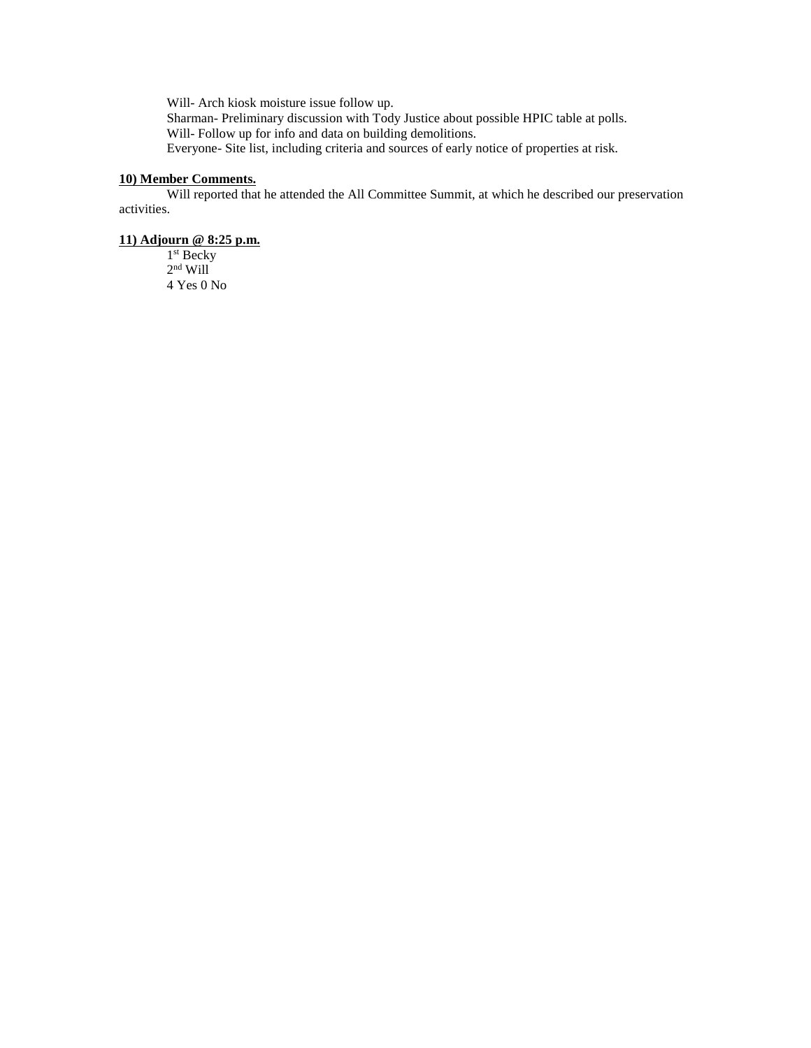Will- Arch kiosk moisture issue follow up.
Sharman- Preliminary discussion with Tody Justice about possible HPIC table at polls.
Will- Follow up for info and data on building demolitions.
Everyone- Site list, including criteria and sources of early notice of properties at risk.

**<u>10) Member Comments.</u>**

Will reported that he attended the All Committee Summit, at which he described our preservation activities.

**<u>11) Adjourn @ 8:25 p.m.</u>**

1st Becky
2nd Will
4 Yes 0 No